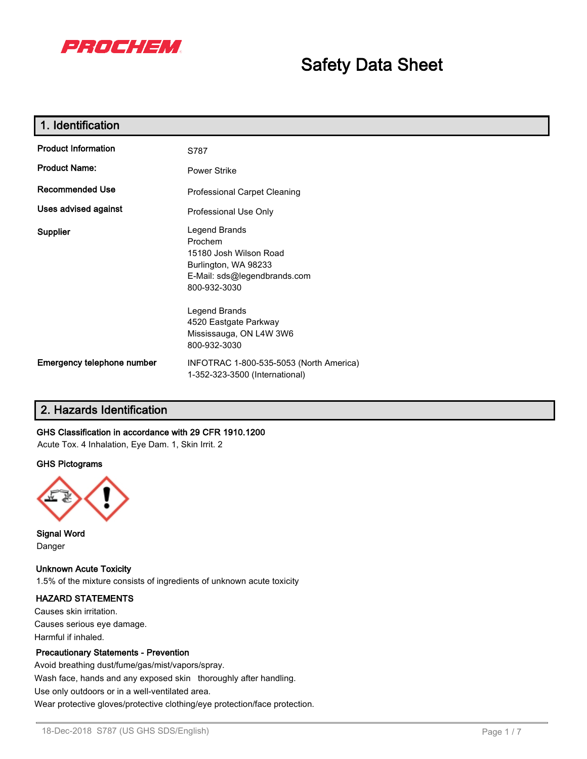PROCHEM

# Safety Data Sheet

## 1. Identification

**Product Information**
S787

**Product Name:**
Power Strike

**Recommended Use**
Professional Carpet Cleaning

**Uses advised against**
Professional Use Only

**Supplier**
Legend Brands
Prochem
15180 Josh Wilson Road
Burlington, WA 98233
E-Mail: sds@legendbrands.com
800-932-3030

Legend Brands
4520 Eastgate Parkway
Mississauga, ON L4W 3W6
800-932-3030

**Emergency telephone number**
INFOTRAC 1-800-535-5053 (North America)
1-352-323-3500 (International)

## 2. Hazards Identification

**GHS Classification in accordance with 29 CFR 1910.1200**
Acute Tox. 4 Inhalation, Eye Dam. 1, Skin Irrit. 2

**GHS Pictograms**

**Signal Word**
Danger

**Unknown Acute Toxicity**
1.5% of the mixture consists of ingredients of unknown acute toxicity

**HAZARD STATEMENTS**
Causes skin irritation.
Causes serious eye damage.
Harmful if inhaled.

**Precautionary Statements - Prevention**
Avoid breathing dust/fume/gas/mist/vapors/spray.
Wash face, hands and any exposed skin thoroughly after handling.
Use only outdoors or in a well-ventilated area.
Wear protective gloves/protective clothing/eye protection/face protection.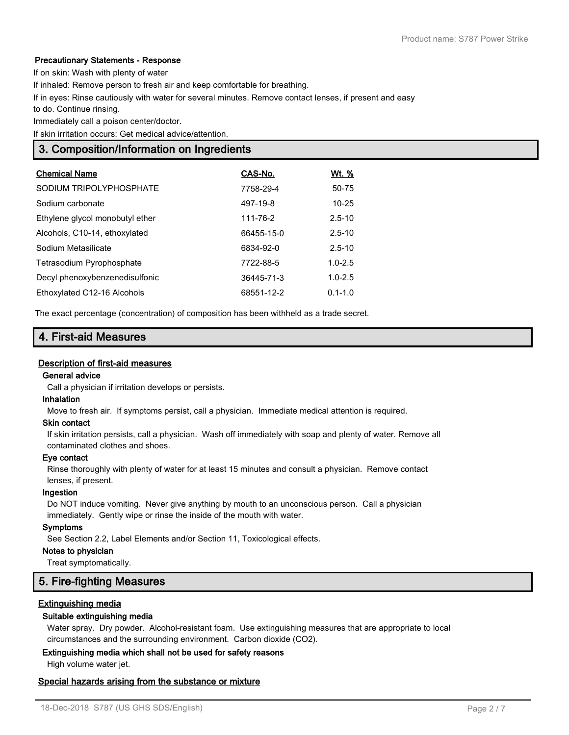**Precautionary Statements - Response**

If on skin: Wash with plenty of water

If inhaled: Remove person to fresh air and keep comfortable for breathing.

If in eyes: Rinse cautiously with water for several minutes. Remove contact lenses, if present and easy to do. Continue rinsing.

Immediately call a poison center/doctor.

If skin irritation occurs: Get medical advice/attention.

## 3. Composition/Information on Ingredients

| Chemical Name | CAS-No. | Wt. % |
|---|---|---|
| SODIUM TRIPOLYPHOSPHATE | 7758-29-4 | 50-75 |
| Sodium carbonate | 497-19-8 | 10-25 |
| Ethylene glycol monobutyl ether | 111-76-2 | 2.5-10 |
| Alcohols, C10-14, ethoxylated | 66455-15-0 | 2.5-10 |
| Sodium Metasilicate | 6834-92-0 | 2.5-10 |
| Tetrasodium Pyrophosphate | 7722-88-5 | 1.0-2.5 |
| Decyl phenoxybenzenedisulfonic | 36445-71-3 | 1.0-2.5 |
| Ethoxylated C12-16 Alcohols | 68551-12-2 | 0.1-1.0 |

The exact percentage (concentration) of composition has been withheld as a trade secret.

## 4. First-aid Measures

### Description of first-aid measures

**General advice**

Call a physician if irritation develops or persists.

**Inhalation**

Move to fresh air. If symptoms persist, call a physician. Immediate medical attention is required.

**Skin contact**

If skin irritation persists, call a physician. Wash off immediately with soap and plenty of water. Remove all contaminated clothes and shoes.

**Eye contact**

Rinse thoroughly with plenty of water for at least 15 minutes and consult a physician. Remove contact lenses, if present.

**Ingestion**

Do NOT induce vomiting. Never give anything by mouth to an unconscious person. Call a physician immediately. Gently wipe or rinse the inside of the mouth with water.

**Symptoms**

See Section 2.2, Label Elements and/or Section 11, Toxicological effects.

**Notes to physician**

Treat symptomatically.

## 5. Fire-fighting Measures

### Extinguishing media

**Suitable extinguishing media**

Water spray. Dry powder. Alcohol-resistant foam. Use extinguishing measures that are appropriate to local circumstances and the surrounding environment. Carbon dioxide ($CO_2$).

**Extinguishing media which shall not be used for safety reasons**

High volume water jet.

### Special hazards arising from the substance or mixture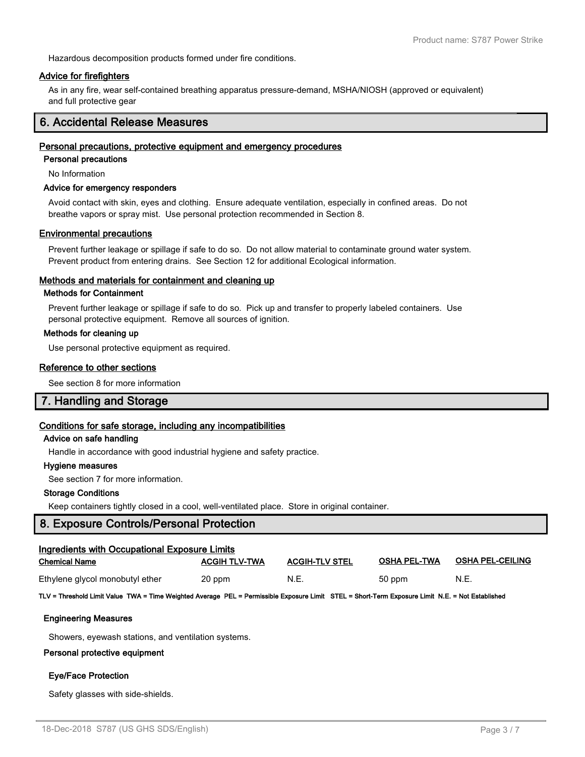Hazardous decomposition products formed under fire conditions.

### Advice for firefighters

As in any fire, wear self-contained breathing apparatus pressure-demand, MSHA/NIOSH (approved or equivalent) and full protective gear

## 6. Accidental Release Measures

### Personal precautions, protective equipment and emergency procedures

**Personal precautions**

No Information

**Advice for emergency responders**

Avoid contact with skin, eyes and clothing. Ensure adequate ventilation, especially in confined areas. Do not breathe vapors or spray mist. Use personal protection recommended in Section 8.

### Environmental precautions

Prevent further leakage or spillage if safe to do so. Do not allow material to contaminate ground water system. Prevent product from entering drains. See Section 12 for additional Ecological information.

### Methods and materials for containment and cleaning up

**Methods for Containment**

Prevent further leakage or spillage if safe to do so. Pick up and transfer to properly labeled containers. Use personal protective equipment. Remove all sources of ignition.

**Methods for cleaning up**

Use personal protective equipment as required.

### Reference to other sections

See section 8 for more information

## 7. Handling and Storage

### Conditions for safe storage, including any incompatibilities

**Advice on safe handling**

Handle in accordance with good industrial hygiene and safety practice.

**Hygiene measures**

See section 7 for more information.

**Storage Conditions**

Keep containers tightly closed in a cool, well-ventilated place. Store in original container.

## 8. Exposure Controls/Personal Protection

### Ingredients with Occupational Exposure Limits

| Chemical Name | ACGIH TLV-TWA | ACGIH-TLV STEL | OSHA PEL-TWA | OSHA PEL-CEILING |
|---|---|---|---|---|
| Ethylene glycol monobutyl ether | 20 ppm | N.E. | 50 ppm | N.E. |

**TLV = Threshold Limit Value TWA = Time Weighted Average PEL = Permissible Exposure Limit STEL = Short-Term Exposure Limit N.E. = Not Established**

**Engineering Measures**

Showers, eyewash stations, and ventilation systems.

**Personal protective equipment**

**Eye/Face Protection**

Safety glasses with side-shields.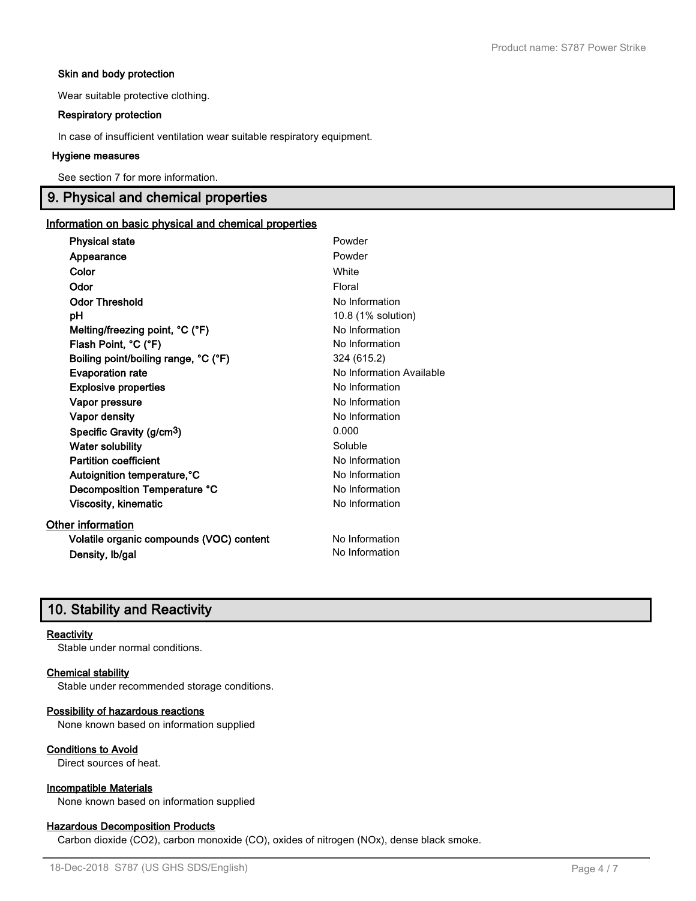**Skin and body protection**

Wear suitable protective clothing.

**Respiratory protection**

In case of insufficient ventilation wear suitable respiratory equipment.

**Hygiene measures**

See section 7 for more information.

## 9. Physical and chemical properties

**Information on basic physical and chemical properties**

| Property | Value |
|---|---|
| **Physical state** | Powder |
| **Appearance** | Powder |
| **Color** | White |
| **Odor** | Floral |
| **Odor Threshold** | No Information |
| **pH** | 10.8 (1% solution) |
| **Melting/freezing point, °C (°F)** | No Information |
| **Flash Point, °C (°F)** | No Information |
| **Boiling point/boiling range, °C (°F)** | 324 (615.2) |
| **Evaporation rate** | No Information Available |
| **Explosive properties** | No Information |
| **Vapor pressure** | No Information |
| **Vapor density** | No Information |
| **Specific Gravity (g/cm$^3$)** | 0.000 |
| **Water solubility** | Soluble |
| **Partition coefficient** | No Information |
| **Autoignition temperature,°C** | No Information |
| **Decomposition Temperature °C** | No Information |
| **Viscosity, kinematic** | No Information |

**Other information**

| Property | Value |
|---|---|
| **Volatile organic compounds (VOC) content** | No Information |
| **Density, lb/gal** | No Information |

## 10. Stability and Reactivity

**Reactivity**

Stable under normal conditions.

**Chemical stability**

Stable under recommended storage conditions.

**Possibility of hazardous reactions**

None known based on information supplied

**Conditions to Avoid**

Direct sources of heat.

**Incompatible Materials**

None known based on information supplied

**Hazardous Decomposition Products**

Carbon dioxide ($CO_2$), carbon monoxide (CO), oxides of nitrogen ($NO_x$), dense black smoke.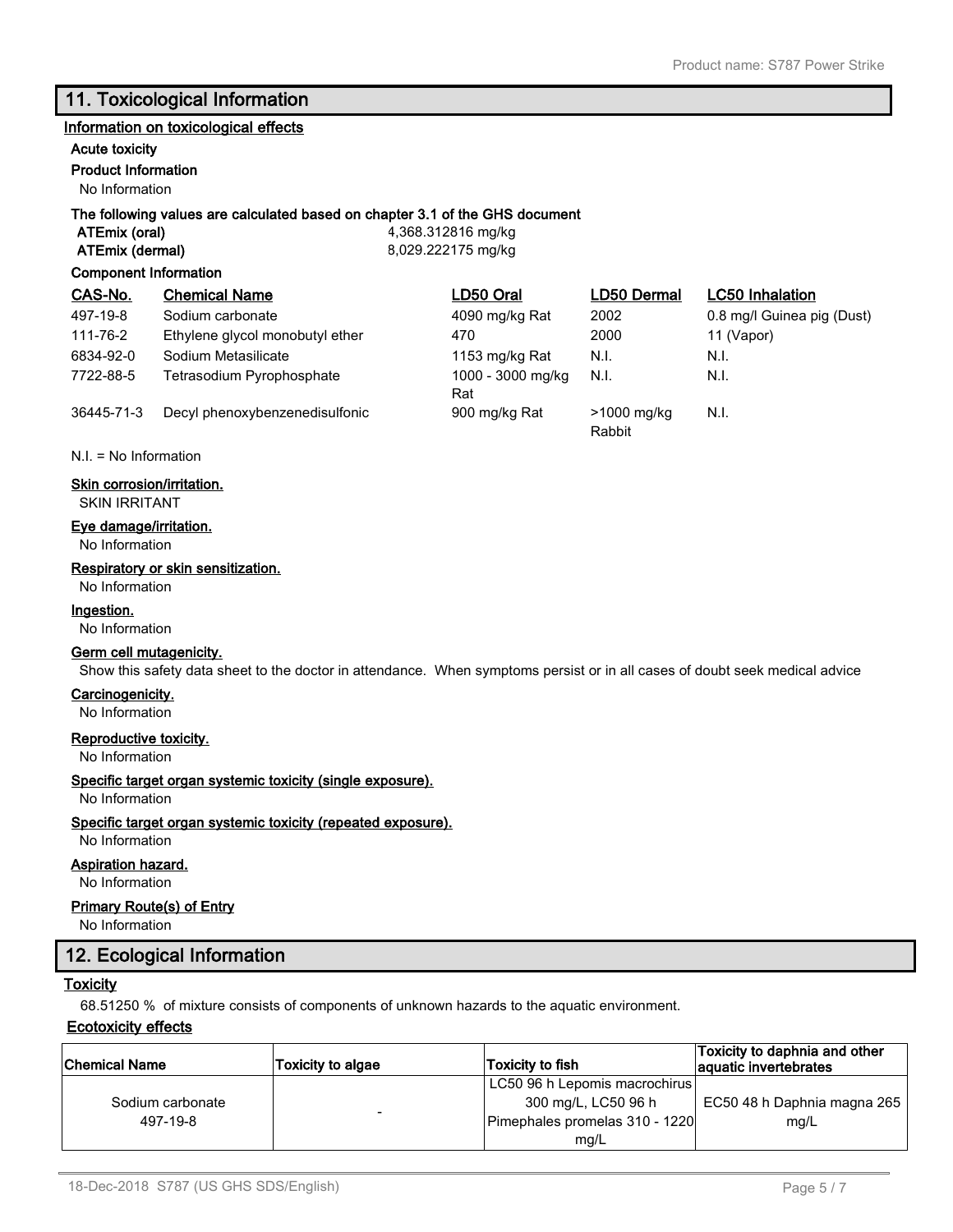## 11. Toxicological Information

### Information on toxicological effects

**Acute toxicity**

**Product Information**

No Information

**The following values are calculated based on chapter 3.1 of the GHS document**

| | |
|---|---|
| **ATEmix (oral)** | 4,368.312816 mg/kg |
| **ATEmix (dermal)** | 8,029.222175 mg/kg |

**Component Information**

| CAS-No. | Chemical Name | LD50 Oral | LD50 Dermal | LC50 Inhalation |
|---|---|---|---|---|
| 497-19-8 | Sodium carbonate | 4090 mg/kg Rat | 2002 | 0.8 mg/l Guinea pig (Dust) |
| 111-76-2 | Ethylene glycol monobutyl ether | 470 | 2000 | 11 (Vapor) |
| 6834-92-0 | Sodium Metasilicate | 1153 mg/kg Rat | N.I. | N.I. |
| 7722-88-5 | Tetrasodium Pyrophosphate | 1000 - 3000 mg/kg Rat | N.I. | N.I. |
| 36445-71-3 | Decyl phenoxybenzenedisulfonic | 900 mg/kg Rat | >1000 mg/kg Rabbit | N.I. |

N.I. = No Information

**Skin corrosion/irritation.**

SKIN IRRITANT

**Eye damage/irritation.**

No Information

**Respiratory or skin sensitization.**

No Information

**Ingestion.**

No Information

**Germ cell mutagenicity.**

Show this safety data sheet to the doctor in attendance. When symptoms persist or in all cases of doubt seek medical advice

**Carcinogenicity.**

No Information

**Reproductive toxicity.**

No Information

**Specific target organ systemic toxicity (single exposure).**

No Information

**Specific target organ systemic toxicity (repeated exposure).**

No Information

**Aspiration hazard.**

No Information

**Primary Route(s) of Entry**

No Information

## 12. Ecological Information

**Toxicity**

68.51250 % of mixture consists of components of unknown hazards to the aquatic environment.

**Ecotoxicity effects**

| Chemical Name | Toxicity to algae | Toxicity to fish | Toxicity to daphnia and other aquatic invertebrates |
|---|---|---|---|
| Sodium carbonate 497-19-8 | - | LC50 96 h Lepomis macrochirus 300 mg/L, LC50 96 h Pimephales promelas 310 - 1220 mg/L | EC50 48 h Daphnia magna 265 mg/L |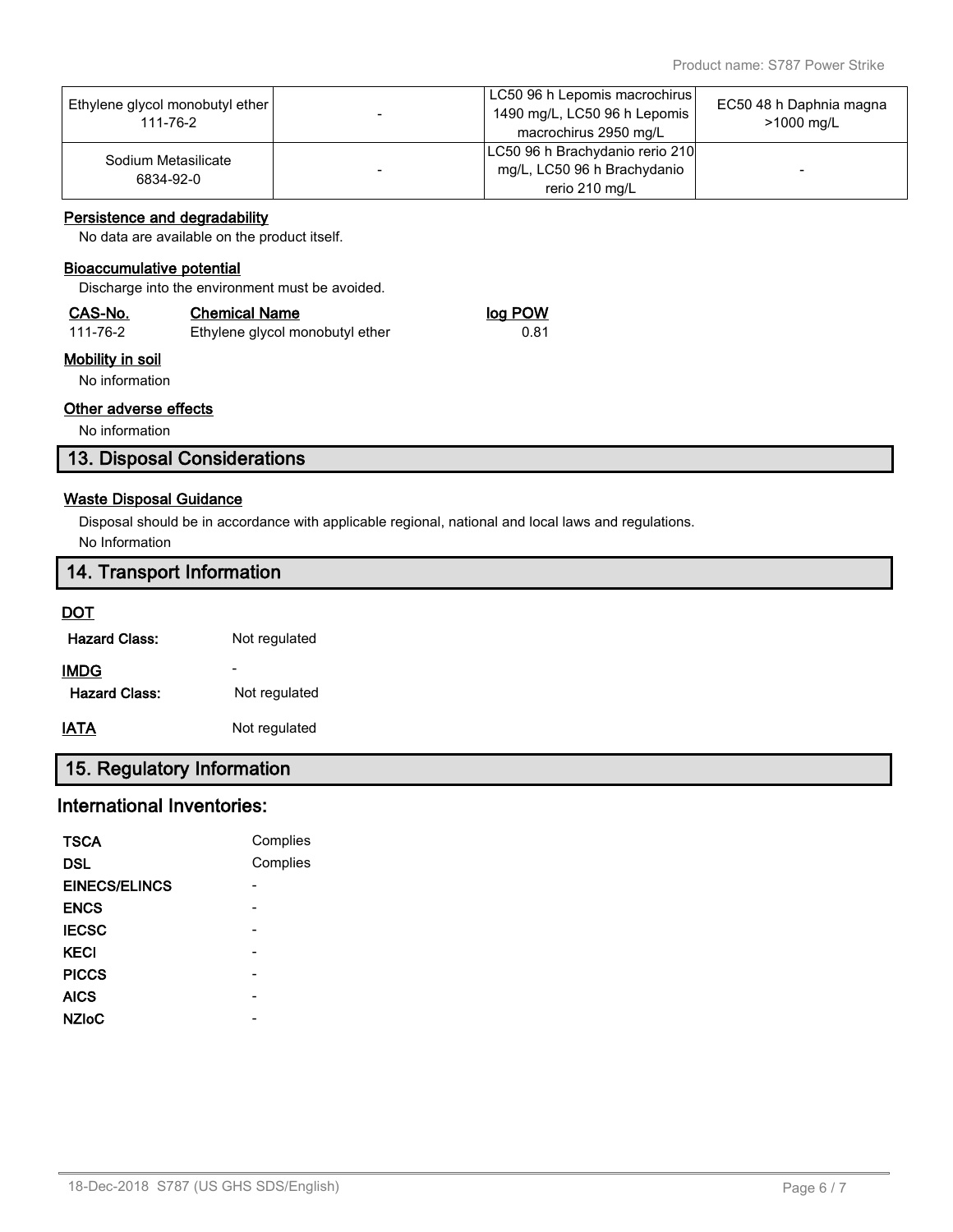| | | | |
|---|---|---|---|
| Ethylene glycol monobutyl ether 111-76-2 | - | LC50 96 h Lepomis macrochirus 1490 mg/L, LC50 96 h Lepomis macrochirus 2950 mg/L | EC50 48 h Daphnia magna >1000 mg/L |
| Sodium Metasilicate 6834-92-0 | - | LC50 96 h Brachydanio rerio 210 mg/L, LC50 96 h Brachydanio rerio 210 mg/L | - |

### Persistence and degradability

No data are available on the product itself.

### Bioaccumulative potential

Discharge into the environment must be avoided.

| CAS-No. | Chemical Name | log POW |
|---|---|---|
| 111-76-2 | Ethylene glycol monobutyl ether | 0.81 |

### Mobility in soil

No information

### Other adverse effects

No information

## 13. Disposal Considerations

### Waste Disposal Guidance

Disposal should be in accordance with applicable regional, national and local laws and regulations.
No Information

## 14. Transport Information

### DOT

**Hazard Class:** Not regulated

### IMDG

-

**Hazard Class:** Not regulated

### IATA

Not regulated

## 15. Regulatory Information

## International Inventories:

| | |
|---|---|
| **TSCA** | Complies |
| **DSL** | Complies |
| **EINECS/ELINCS** | - |
| **ENCS** | - |
| **IECSC** | - |
| **KECI** | - |
| **PICCS** | - |
| **AICS** | - |
| **NZIoC** | - |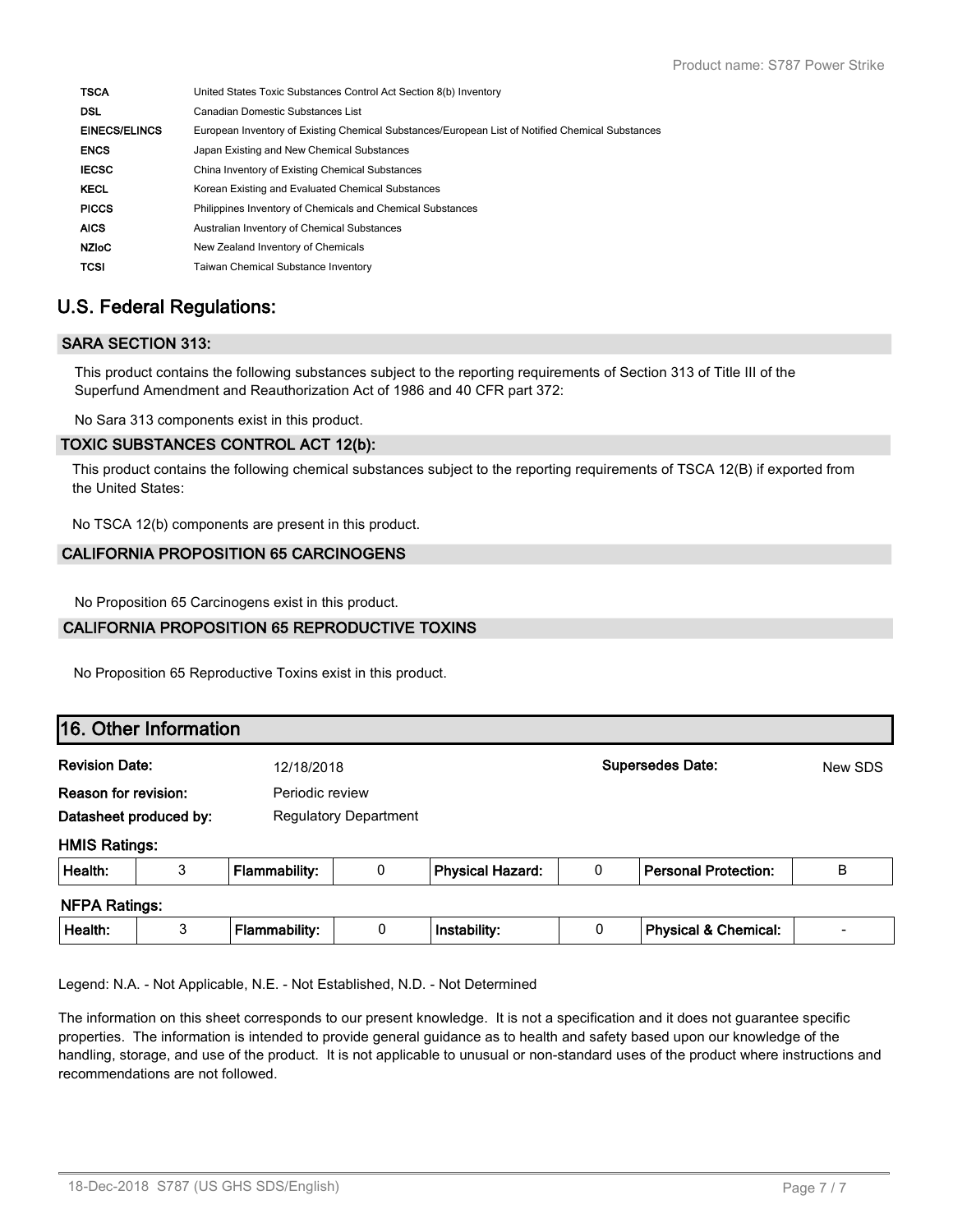| | |
|---|---|
| **TSCA** | United States Toxic Substances Control Act Section 8(b) Inventory |
| **DSL** | Canadian Domestic Substances List |
| **EINECS/ELINCS** | European Inventory of Existing Chemical Substances/European List of Notified Chemical Substances |
| **ENCS** | Japan Existing and New Chemical Substances |
| **IECSC** | China Inventory of Existing Chemical Substances |
| **KECL** | Korean Existing and Evaluated Chemical Substances |
| **PICCS** | Philippines Inventory of Chemicals and Chemical Substances |
| **AICS** | Australian Inventory of Chemical Substances |
| **NZIoC** | New Zealand Inventory of Chemicals |
| **TCSI** | Taiwan Chemical Substance Inventory |

## U.S. Federal Regulations:

### SARA SECTION 313:

This product contains the following substances subject to the reporting requirements of Section 313 of Title III of the Superfund Amendment and Reauthorization Act of 1986 and 40 CFR part 372:

No Sara 313 components exist in this product.

### TOXIC SUBSTANCES CONTROL ACT 12(b):

This product contains the following chemical substances subject to the reporting requirements of TSCA 12(B) if exported from the United States:

No TSCA 12(b) components are present in this product.

### CALIFORNIA PROPOSITION 65 CARCINOGENS

No Proposition 65 Carcinogens exist in this product.

### CALIFORNIA PROPOSITION 65 REPRODUCTIVE TOXINS

No Proposition 65 Reproductive Toxins exist in this product.

## 16. Other Information

**Revision Date:** 12/18/2018 **Supersedes Date:** New SDS

**Reason for revision:** Periodic review

**Datasheet produced by:** Regulatory Department

**HMIS Ratings:**

| | | | | | | | |
|---|---|---|---|---|---|---|---|
| **Health:** | 3 | **Flammability:** | 0 | **Physical Hazard:** | 0 | **Personal Protection:** | B |

**NFPA Ratings:**

| | | | | | | | |
|---|---|---|---|---|---|---|---|
| **Health:** | 3 | **Flammability:** | 0 | **Instability:** | 0 | **Physical & Chemical:** | - |

Legend: N.A. - Not Applicable, N.E. - Not Established, N.D. - Not Determined

The information on this sheet corresponds to our present knowledge. It is not a specification and it does not guarantee specific properties. The information is intended to provide general guidance as to health and safety based upon our knowledge of the handling, storage, and use of the product. It is not applicable to unusual or non-standard uses of the product where instructions and recommendations are not followed.